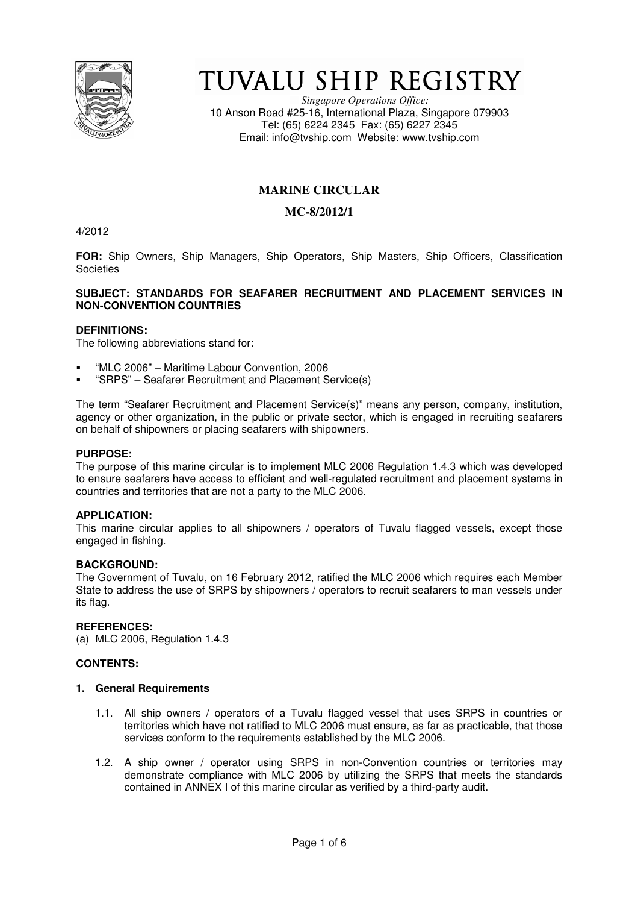# TUVALU SHIP REGISTRY

*Singapore Operations Office:*
10 Anson Road #25-16, International Plaza, Singapore 079903
Tel: (65) 6224 2345 Fax: (65) 6227 2345
Email: info@tvship.com Website: www.tvship.com

## MARINE CIRCULAR

## MC-8/2012/1

4/2012

**FOR:** Ship Owners, Ship Managers, Ship Operators, Ship Masters, Ship Officers, Classification Societies

**SUBJECT: STANDARDS FOR SEAFARER RECRUITMENT AND PLACEMENT SERVICES IN NON-CONVENTION COUNTRIES**

**DEFINITIONS:**
The following abbreviations stand for:

- "MLC 2006" – Maritime Labour Convention, 2006
- "SRPS" – Seafarer Recruitment and Placement Service(s)

The term "Seafarer Recruitment and Placement Service(s)" means any person, company, institution, agency or other organization, in the public or private sector, which is engaged in recruiting seafarers on behalf of shipowners or placing seafarers with shipowners.

**PURPOSE:**
The purpose of this marine circular is to implement MLC 2006 Regulation 1.4.3 which was developed to ensure seafarers have access to efficient and well-regulated recruitment and placement systems in countries and territories that are not a party to the MLC 2006.

**APPLICATION:**
This marine circular applies to all shipowners / operators of Tuvalu flagged vessels, except those engaged in fishing.

**BACKGROUND:**
The Government of Tuvalu, on 16 February 2012, ratified the MLC 2006 which requires each Member State to address the use of SRPS by shipowners / operators to recruit seafarers to man vessels under its flag.

**REFERENCES:**
(a) MLC 2006, Regulation 1.4.3

**CONTENTS:**

**1. General Requirements**

1.1. All ship owners / operators of a Tuvalu flagged vessel that uses SRPS in countries or territories which have not ratified to MLC 2006 must ensure, as far as practicable, that those services conform to the requirements established by the MLC 2006.

1.2. A ship owner / operator using SRPS in non-Convention countries or territories may demonstrate compliance with MLC 2006 by utilizing the SRPS that meets the standards contained in ANNEX I of this marine circular as verified by a third-party audit.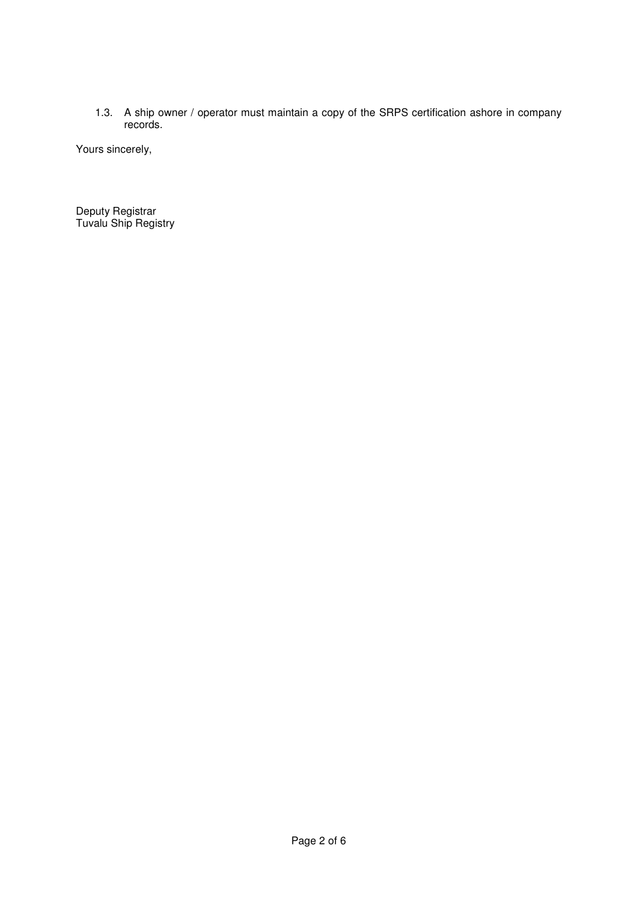1.3. A ship owner / operator must maintain a copy of the SRPS certification ashore in company records.

Yours sincerely,

Deputy Registrar
Tuvalu Ship Registry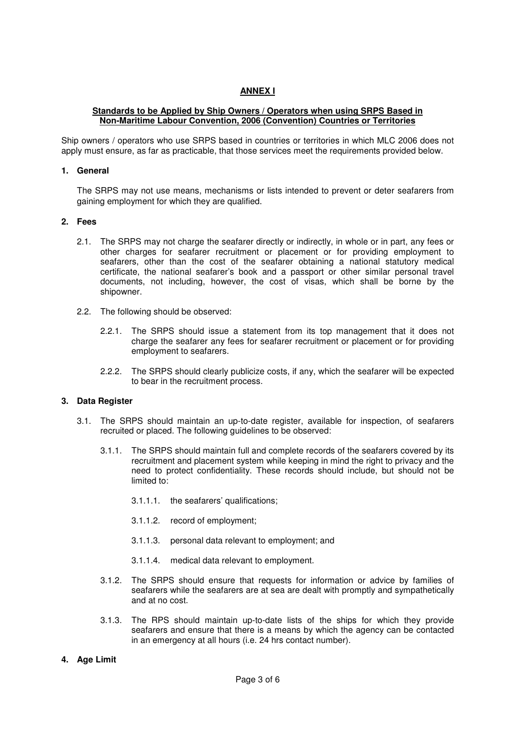## ANNEX I

**Standards to be Applied by Ship Owners / Operators when using SRPS Based in Non-Maritime Labour Convention, 2006 (Convention) Countries or Territories**

Ship owners / operators who use SRPS based in countries or territories in which MLC 2006 does not apply must ensure, as far as practicable, that those services meet the requirements provided below.

### 1. General

The SRPS may not use means, mechanisms or lists intended to prevent or deter seafarers from gaining employment for which they are qualified.

### 2. Fees

2.1. The SRPS may not charge the seafarer directly or indirectly, in whole or in part, any fees or other charges for seafarer recruitment or placement or for providing employment to seafarers, other than the cost of the seafarer obtaining a national statutory medical certificate, the national seafarer's book and a passport or other similar personal travel documents, not including, however, the cost of visas, which shall be borne by the shipowner.

2.2. The following should be observed:

2.2.1. The SRPS should issue a statement from its top management that it does not charge the seafarer any fees for seafarer recruitment or placement or for providing employment to seafarers.

2.2.2. The SRPS should clearly publicize costs, if any, which the seafarer will be expected to bear in the recruitment process.

### 3. Data Register

3.1. The SRPS should maintain an up-to-date register, available for inspection, of seafarers recruited or placed. The following guidelines to be observed:

3.1.1. The SRPS should maintain full and complete records of the seafarers covered by its recruitment and placement system while keeping in mind the right to privacy and the need to protect confidentiality. These records should include, but should not be limited to:

3.1.1.1. the seafarers' qualifications;

3.1.1.2. record of employment;

3.1.1.3. personal data relevant to employment; and

3.1.1.4. medical data relevant to employment.

3.1.2. The SRPS should ensure that requests for information or advice by families of seafarers while the seafarers are at sea are dealt with promptly and sympathetically and at no cost.

3.1.3. The RPS should maintain up-to-date lists of the ships for which they provide seafarers and ensure that there is a means by which the agency can be contacted in an emergency at all hours (i.e. 24 hrs contact number).

### 4. Age Limit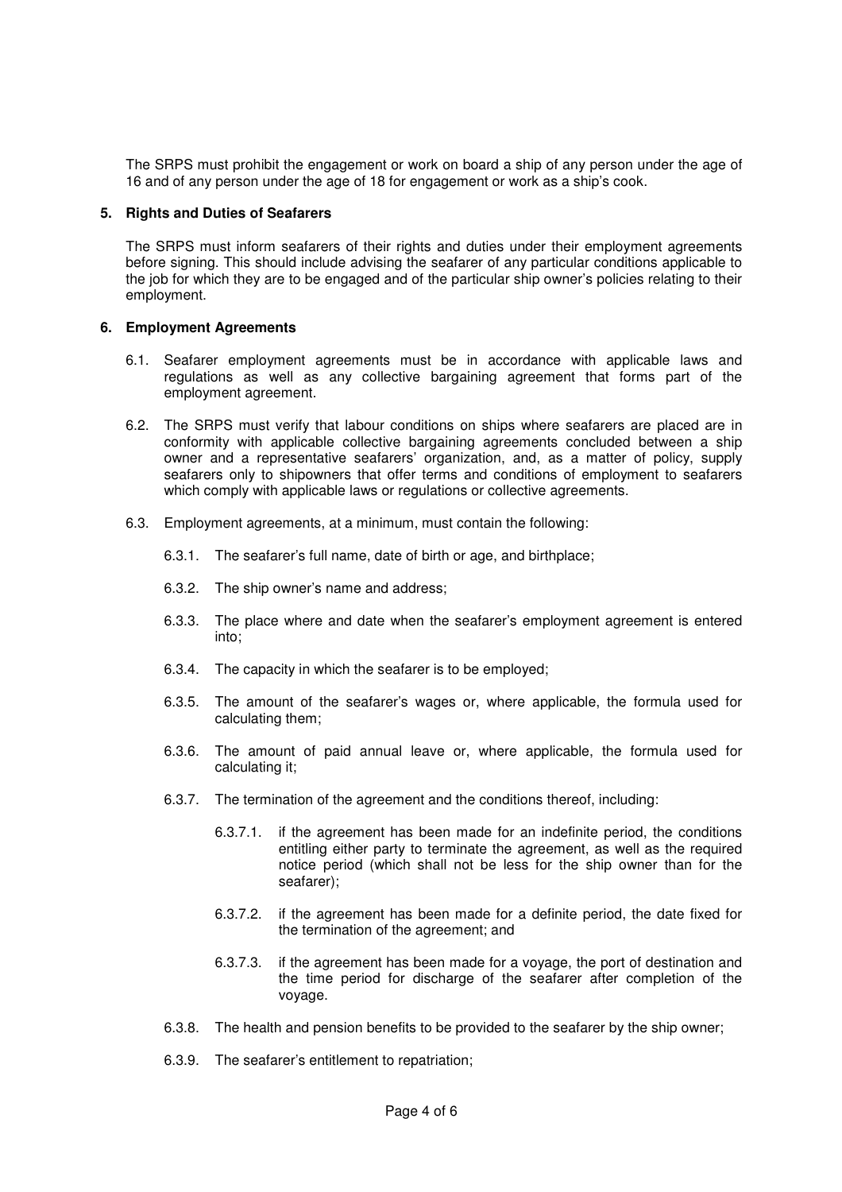The SRPS must prohibit the engagement or work on board a ship of any person under the age of 16 and of any person under the age of 18 for engagement or work as a ship's cook.

## 5. Rights and Duties of Seafarers

The SRPS must inform seafarers of their rights and duties under their employment agreements before signing. This should include advising the seafarer of any particular conditions applicable to the job for which they are to be engaged and of the particular ship owner's policies relating to their employment.

## 6. Employment Agreements

6.1. Seafarer employment agreements must be in accordance with applicable laws and regulations as well as any collective bargaining agreement that forms part of the employment agreement.

6.2. The SRPS must verify that labour conditions on ships where seafarers are placed are in conformity with applicable collective bargaining agreements concluded between a ship owner and a representative seafarers' organization, and, as a matter of policy, supply seafarers only to shipowners that offer terms and conditions of employment to seafarers which comply with applicable laws or regulations or collective agreements.

6.3. Employment agreements, at a minimum, must contain the following:

- 6.3.1. The seafarer's full name, date of birth or age, and birthplace;
- 6.3.2. The ship owner's name and address;
- 6.3.3. The place where and date when the seafarer's employment agreement is entered into;
- 6.3.4. The capacity in which the seafarer is to be employed;
- 6.3.5. The amount of the seafarer's wages or, where applicable, the formula used for calculating them;
- 6.3.6. The amount of paid annual leave or, where applicable, the formula used for calculating it;
- 6.3.7. The termination of the agreement and the conditions thereof, including:
  - 6.3.7.1. if the agreement has been made for an indefinite period, the conditions entitling either party to terminate the agreement, as well as the required notice period (which shall not be less for the ship owner than for the seafarer);
  - 6.3.7.2. if the agreement has been made for a definite period, the date fixed for the termination of the agreement; and
  - 6.3.7.3. if the agreement has been made for a voyage, the port of destination and the time period for discharge of the seafarer after completion of the voyage.
- 6.3.8. The health and pension benefits to be provided to the seafarer by the ship owner;
- 6.3.9. The seafarer's entitlement to repatriation;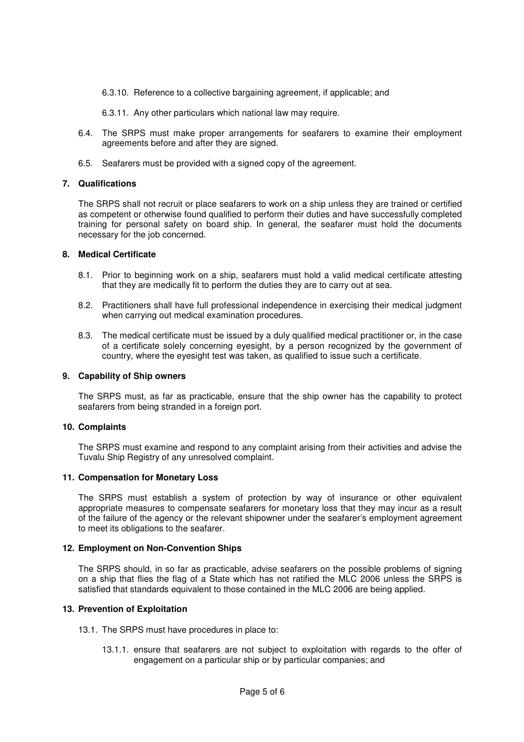6.3.10. Reference to a collective bargaining agreement, if applicable; and

6.3.11. Any other particulars which national law may require.

6.4. The SRPS must make proper arrangements for seafarers to examine their employment agreements before and after they are signed.

6.5. Seafarers must be provided with a signed copy of the agreement.

## 7. Qualifications

The SRPS shall not recruit or place seafarers to work on a ship unless they are trained or certified as competent or otherwise found qualified to perform their duties and have successfully completed training for personal safety on board ship. In general, the seafarer must hold the documents necessary for the job concerned.

## 8. Medical Certificate

8.1. Prior to beginning work on a ship, seafarers must hold a valid medical certificate attesting that they are medically fit to perform the duties they are to carry out at sea.

8.2. Practitioners shall have full professional independence in exercising their medical judgment when carrying out medical examination procedures.

8.3. The medical certificate must be issued by a duly qualified medical practitioner or, in the case of a certificate solely concerning eyesight, by a person recognized by the government of country, where the eyesight test was taken, as qualified to issue such a certificate.

## 9. Capability of Ship owners

The SRPS must, as far as practicable, ensure that the ship owner has the capability to protect seafarers from being stranded in a foreign port.

## 10. Complaints

The SRPS must examine and respond to any complaint arising from their activities and advise the Tuvalu Ship Registry of any unresolved complaint.

## 11. Compensation for Monetary Loss

The SRPS must establish a system of protection by way of insurance or other equivalent appropriate measures to compensate seafarers for monetary loss that they may incur as a result of the failure of the agency or the relevant shipowner under the seafarer's employment agreement to meet its obligations to the seafarer.

## 12. Employment on Non-Convention Ships

The SRPS should, in so far as practicable, advise seafarers on the possible problems of signing on a ship that flies the flag of a State which has not ratified the MLC 2006 unless the SRPS is satisfied that standards equivalent to those contained in the MLC 2006 are being applied.

## 13. Prevention of Exploitation

13.1. The SRPS must have procedures in place to:

13.1.1. ensure that seafarers are not subject to exploitation with regards to the offer of engagement on a particular ship or by particular companies; and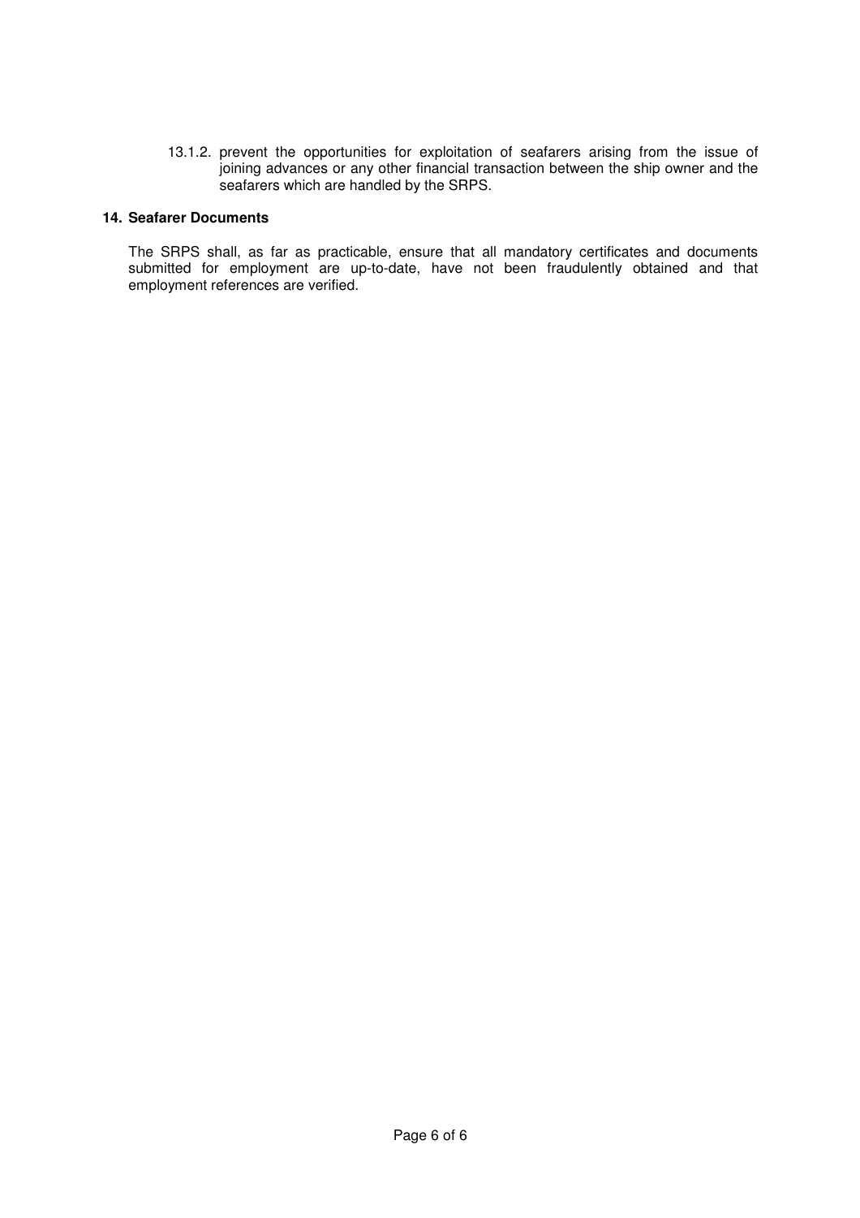13.1.2. prevent the opportunities for exploitation of seafarers arising from the issue of joining advances or any other financial transaction between the ship owner and the seafarers which are handled by the SRPS.

## 14. Seafarer Documents

The SRPS shall, as far as practicable, ensure that all mandatory certificates and documents submitted for employment are up-to-date, have not been fraudulently obtained and that employment references are verified.